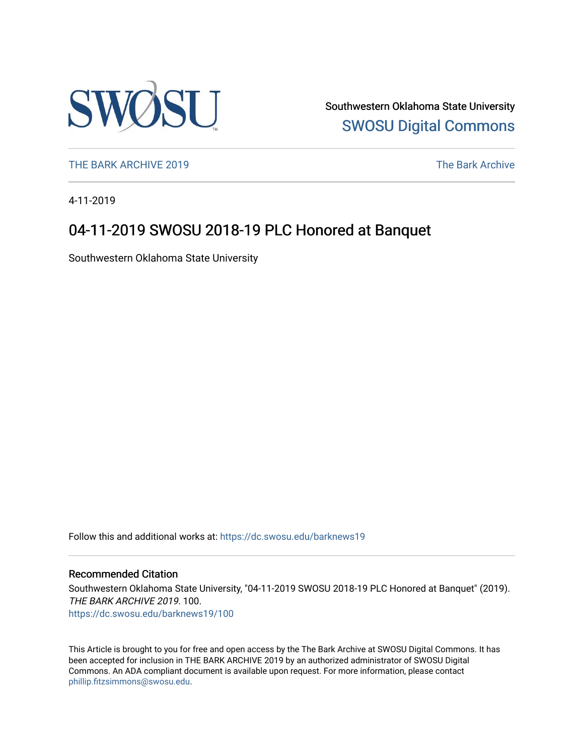Southwestern Oklahoma State University

SWOSU Digital Commons

THE BARK ARCHIVE 2019

The Bark Archive

4-11-2019

# 04-11-2019 SWOSU 2018-19 PLC Honored at Banquet

Southwestern Oklahoma State University

Follow this and additional works at: https://dc.swosu.edu/barknews19

## Recommended Citation

Southwestern Oklahoma State University, "04-11-2019 SWOSU 2018-19 PLC Honored at Banquet" (2019). *THE BARK ARCHIVE 2019*. 100.
https://dc.swosu.edu/barknews19/100

This Article is brought to you for free and open access by the The Bark Archive at SWOSU Digital Commons. It has been accepted for inclusion in THE BARK ARCHIVE 2019 by an authorized administrator of SWOSU Digital Commons. An ADA compliant document is available upon request. For more information, please contact phillip.fitzsimmons@swosu.edu.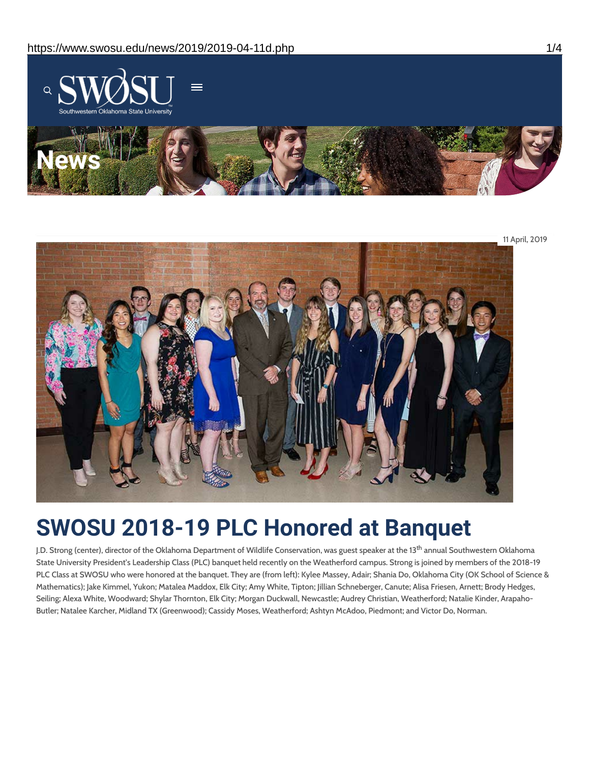11 April, 2019

# SWOSU 2018-19 PLC Honored at Banquet

J.D. Strong (center), director of the Oklahoma Department of Wildlife Conservation, was guest speaker at the 13th annual Southwestern Oklahoma State University President's Leadership Class (PLC) banquet held recently on the Weatherford campus. Strong is joined by members of the 2018-19 PLC Class at SWOSU who were honored at the banquet. They are (from left): Kylee Massey, Adair; Shania Do, Oklahoma City (OK School of Science & Mathematics); Jake Kimmel, Yukon; Matalea Maddox, Elk City; Amy White, Tipton; Jillian Schneberger, Canute; Alisa Friesen, Arnett; Brody Hedges, Seiling; Alexa White, Woodward; Shylar Thornton, Elk City; Morgan Duckwall, Newcastle; Audrey Christian, Weatherford; Natalie Kinder, Arapaho-Butler; Natalee Karcher, Midland TX (Greenwood); Cassidy Moses, Weatherford; Ashtyn McAdoo, Piedmont; and Victor Do, Norman.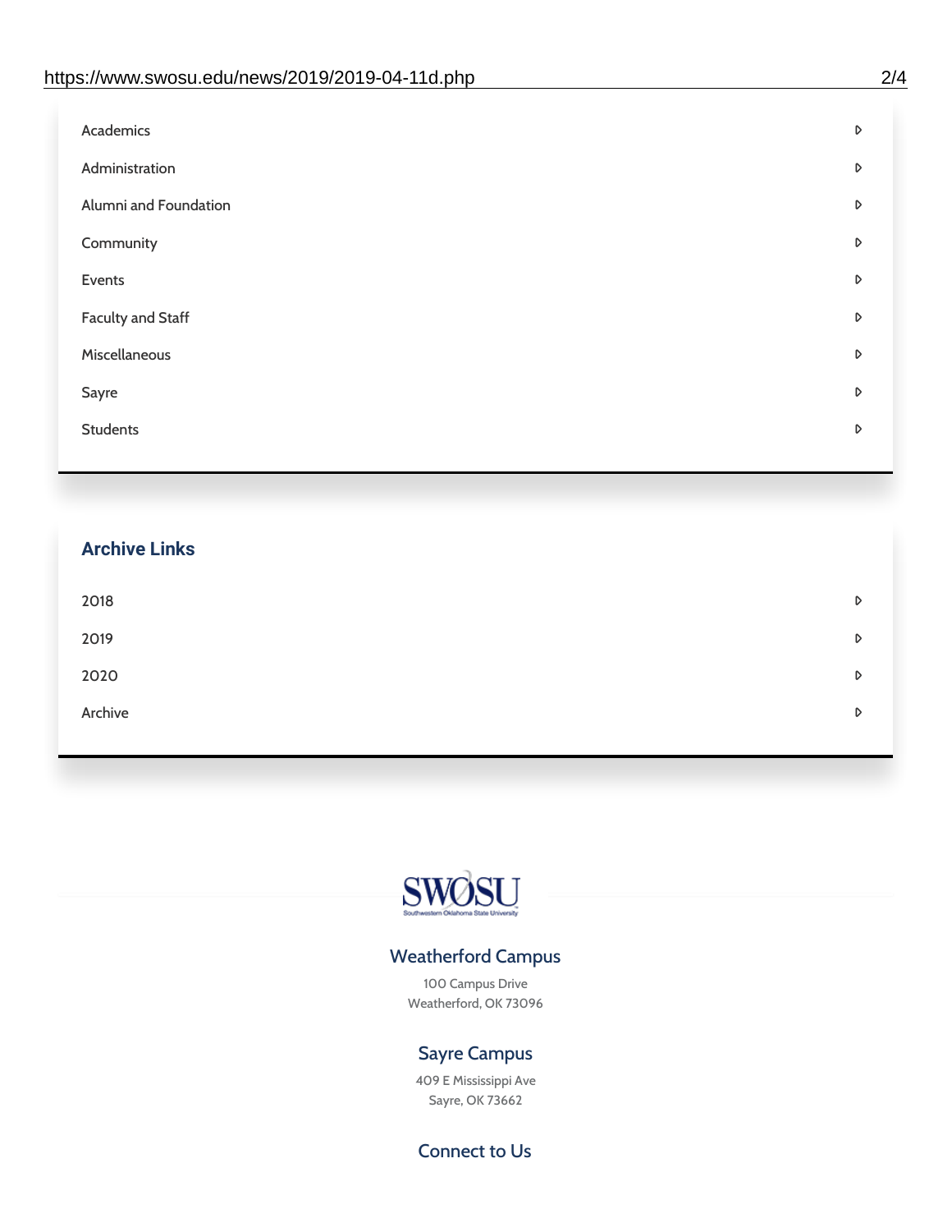- Academics
- Administration
- Alumni and Foundation
- Community
- Events
- Faculty and Staff
- Miscellaneous
- Sayre
- Students

## Archive Links

- 2018
- 2019
- 2020
- Archive

### Weatherford Campus

100 Campus Drive
Weatherford, OK 73096

### Sayre Campus

409 E Mississippi Ave
Sayre, OK 73662

### Connect to Us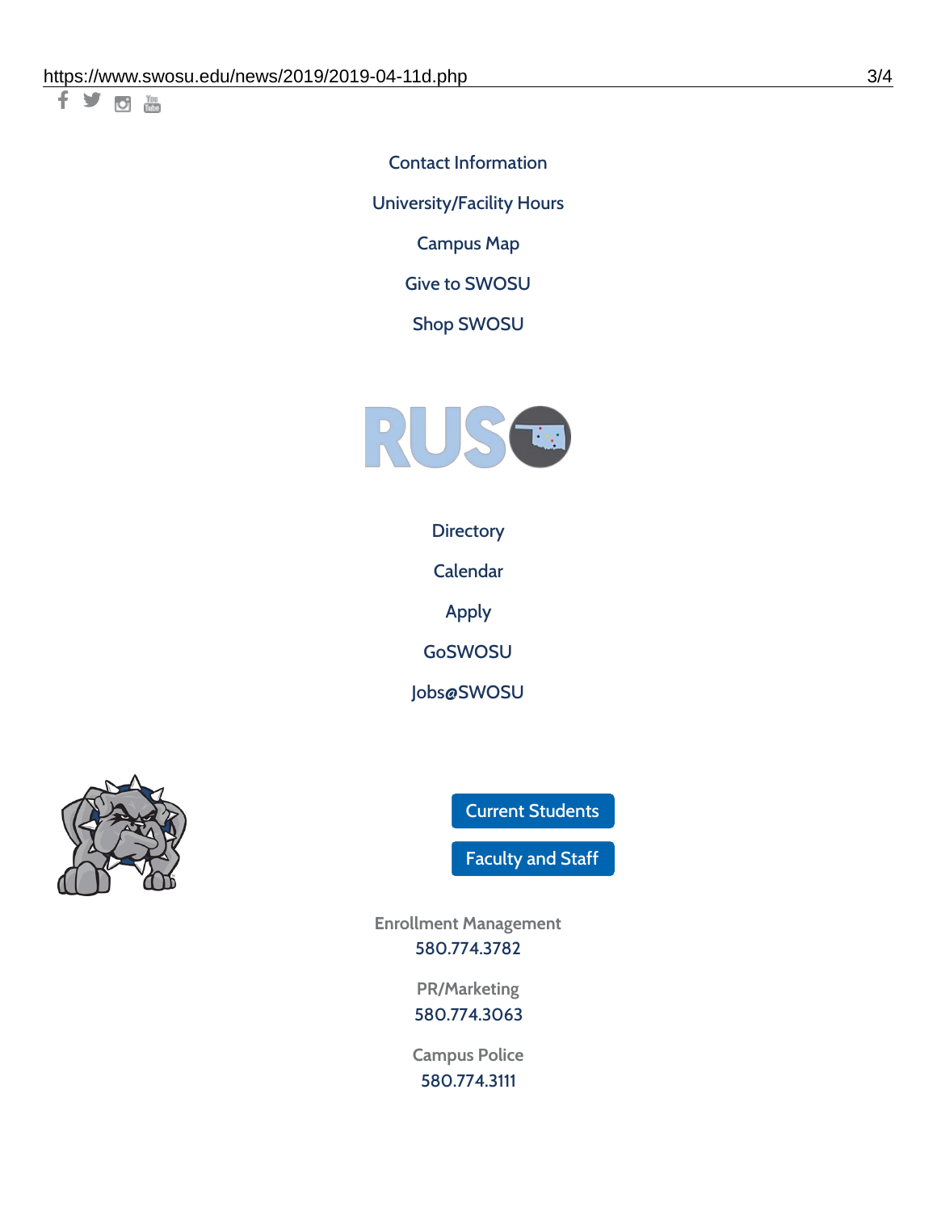Contact Information

University/Facility Hours

Campus Map

Give to SWOSU

Shop SWOSU

Directory

Calendar

Apply

GoSWOSU

Jobs@SWOSU

Current Students

Faculty and Staff

Enrollment Management
580.774.3782

PR/Marketing
580.774.3063

Campus Police
580.774.3111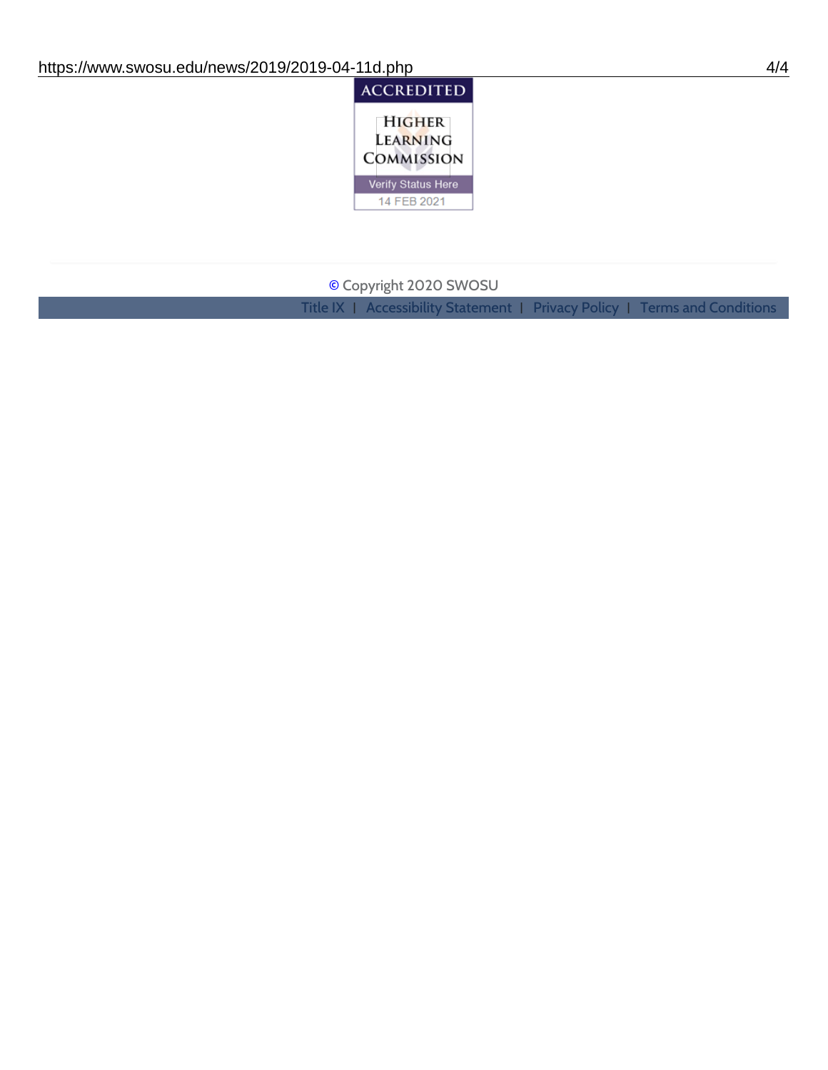ACCREDITED

HIGHER LEARNING COMMISSION

Verify Status Here

14 FEB 2021

© Copyright 2020 SWOSU

Title IX | Accessibility Statement | Privacy Policy | Terms and Conditions